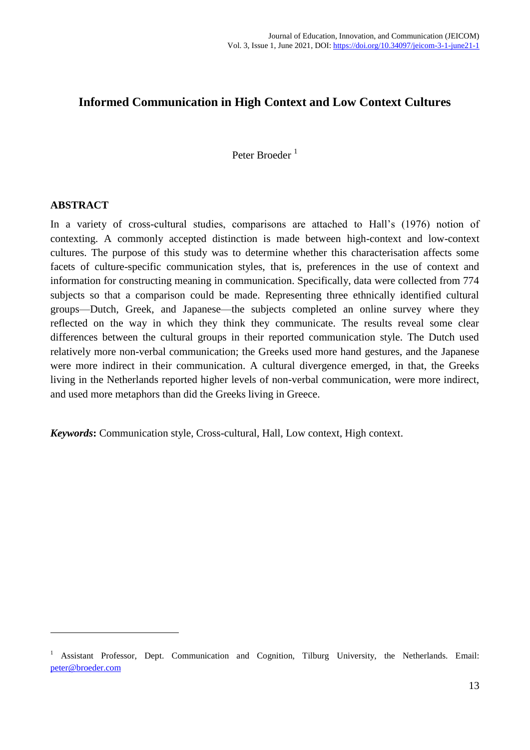# Informed Communication in High Context and Low Context Cultures

Peter Broeder [1]

## ABSTRACT

In a variety of cross-cultural studies, comparisons are attached to Hall's (1976) notion of contexting. A commonly accepted distinction is made between high-context and low-context cultures. The purpose of this study was to determine whether this characterisation affects some facets of culture-specific communication styles, that is, preferences in the use of context and information for constructing meaning in communication. Specifically, data were collected from 774 subjects so that a comparison could be made. Representing three ethnically identified cultural groups—Dutch, Greek, and Japanese—the subjects completed an online survey where they reflected on the way in which they think they communicate. The results reveal some clear differences between the cultural groups in their reported communication style. The Dutch used relatively more non-verbal communication; the Greeks used more hand gestures, and the Japanese were more indirect in their communication. A cultural divergence emerged, in that, the Greeks living in the Netherlands reported higher levels of non-verbal communication, were more indirect, and used more metaphors than did the Greeks living in Greece.

***Keywords*:** Communication style, Cross-cultural, Hall, Low context, High context.

---

[1] Assistant Professor, Dept. Communication and Cognition, Tilburg University, the Netherlands. Email: peter@broeder.com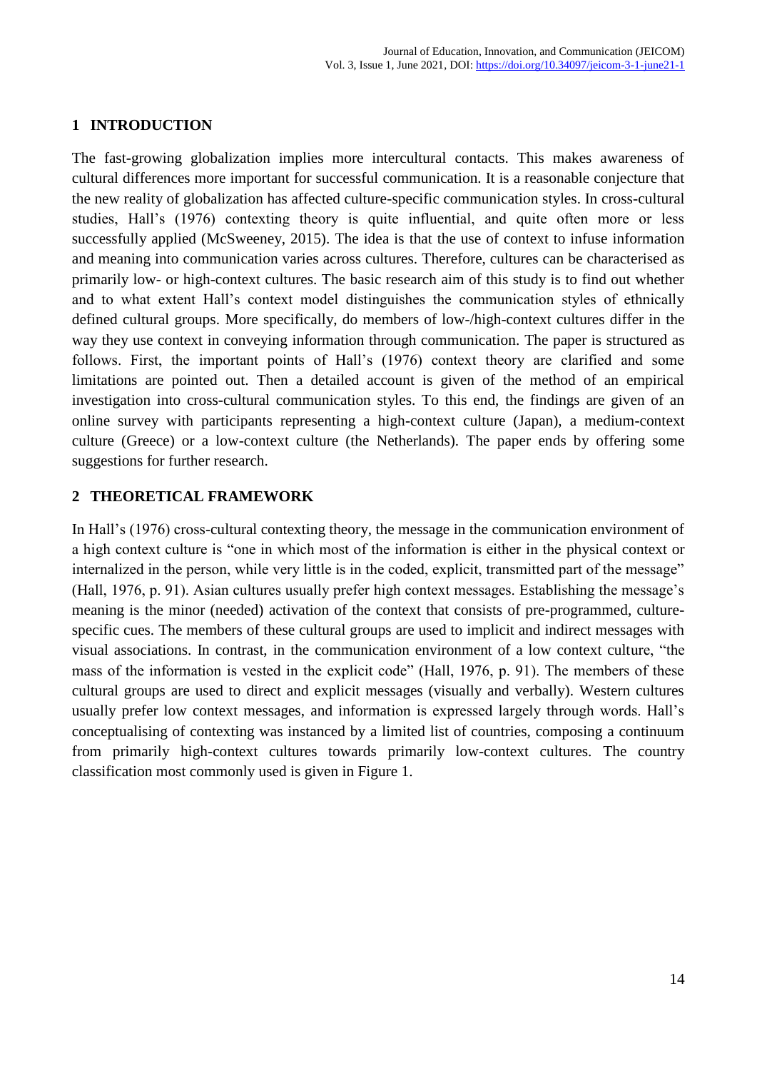## 1 INTRODUCTION

The fast-growing globalization implies more intercultural contacts. This makes awareness of cultural differences more important for successful communication. It is a reasonable conjecture that the new reality of globalization has affected culture-specific communication styles. In cross-cultural studies, Hall's (1976) contexting theory is quite influential, and quite often more or less successfully applied (McSweeney, 2015). The idea is that the use of context to infuse information and meaning into communication varies across cultures. Therefore, cultures can be characterised as primarily low- or high-context cultures. The basic research aim of this study is to find out whether and to what extent Hall's context model distinguishes the communication styles of ethnically defined cultural groups. More specifically, do members of low-/high-context cultures differ in the way they use context in conveying information through communication. The paper is structured as follows. First, the important points of Hall's (1976) context theory are clarified and some limitations are pointed out. Then a detailed account is given of the method of an empirical investigation into cross-cultural communication styles. To this end, the findings are given of an online survey with participants representing a high-context culture (Japan), a medium-context culture (Greece) or a low-context culture (the Netherlands). The paper ends by offering some suggestions for further research.

## 2 THEORETICAL FRAMEWORK

In Hall's (1976) cross-cultural contexting theory, the message in the communication environment of a high context culture is "one in which most of the information is either in the physical context or internalized in the person, while very little is in the coded, explicit, transmitted part of the message" (Hall, 1976, p. 91). Asian cultures usually prefer high context messages. Establishing the message's meaning is the minor (needed) activation of the context that consists of pre-programmed, culture-specific cues. The members of these cultural groups are used to implicit and indirect messages with visual associations. In contrast, in the communication environment of a low context culture, "the mass of the information is vested in the explicit code" (Hall, 1976, p. 91). The members of these cultural groups are used to direct and explicit messages (visually and verbally). Western cultures usually prefer low context messages, and information is expressed largely through words. Hall's conceptualising of contexting was instanced by a limited list of countries, composing a continuum from primarily high-context cultures towards primarily low-context cultures. The country classification most commonly used is given in Figure 1.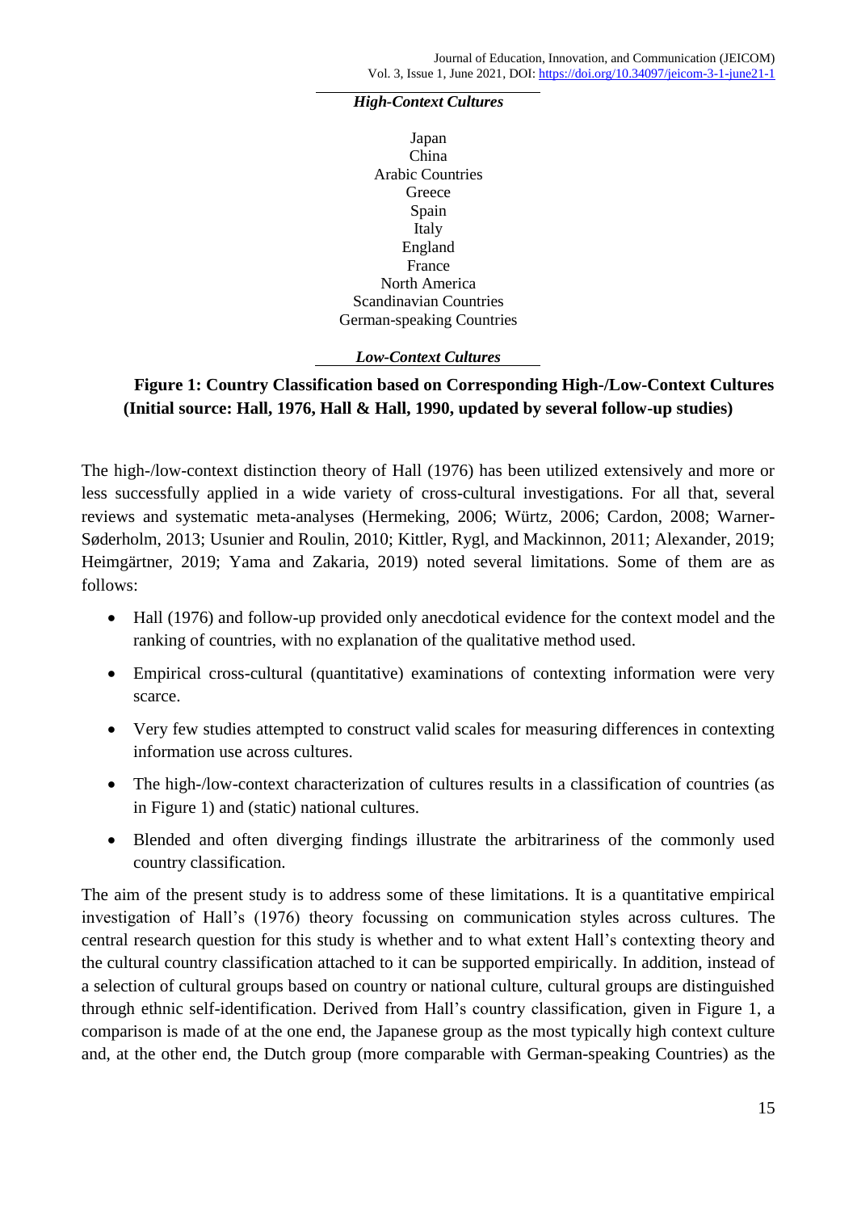*High-Context Cultures*

Japan
China
Arabic Countries
Greece
Spain
Italy
England
France
North America
Scandinavian Countries
German-speaking Countries

*Low-Context Cultures*

**Figure 1: Country Classification based on Corresponding High-/Low-Context Cultures (Initial source: Hall, 1976, Hall & Hall, 1990, updated by several follow-up studies)**

The high-/low-context distinction theory of Hall (1976) has been utilized extensively and more or less successfully applied in a wide variety of cross-cultural investigations. For all that, several reviews and systematic meta-analyses (Hermeking, 2006; Würtz, 2006; Cardon, 2008; Warner-Søderholm, 2013; Usunier and Roulin, 2010; Kittler, Rygl, and Mackinnon, 2011; Alexander, 2019; Heimgärtner, 2019; Yama and Zakaria, 2019) noted several limitations. Some of them are as follows:

- Hall (1976) and follow-up provided only anecdotical evidence for the context model and the ranking of countries, with no explanation of the qualitative method used.
- Empirical cross-cultural (quantitative) examinations of contexting information were very scarce.
- Very few studies attempted to construct valid scales for measuring differences in contexting information use across cultures.
- The high-/low-context characterization of cultures results in a classification of countries (as in Figure 1) and (static) national cultures.
- Blended and often diverging findings illustrate the arbitrariness of the commonly used country classification.

The aim of the present study is to address some of these limitations. It is a quantitative empirical investigation of Hall's (1976) theory focussing on communication styles across cultures. The central research question for this study is whether and to what extent Hall's contexting theory and the cultural country classification attached to it can be supported empirically. In addition, instead of a selection of cultural groups based on country or national culture, cultural groups are distinguished through ethnic self-identification. Derived from Hall's country classification, given in Figure 1, a comparison is made of at the one end, the Japanese group as the most typically high context culture and, at the other end, the Dutch group (more comparable with German-speaking Countries) as the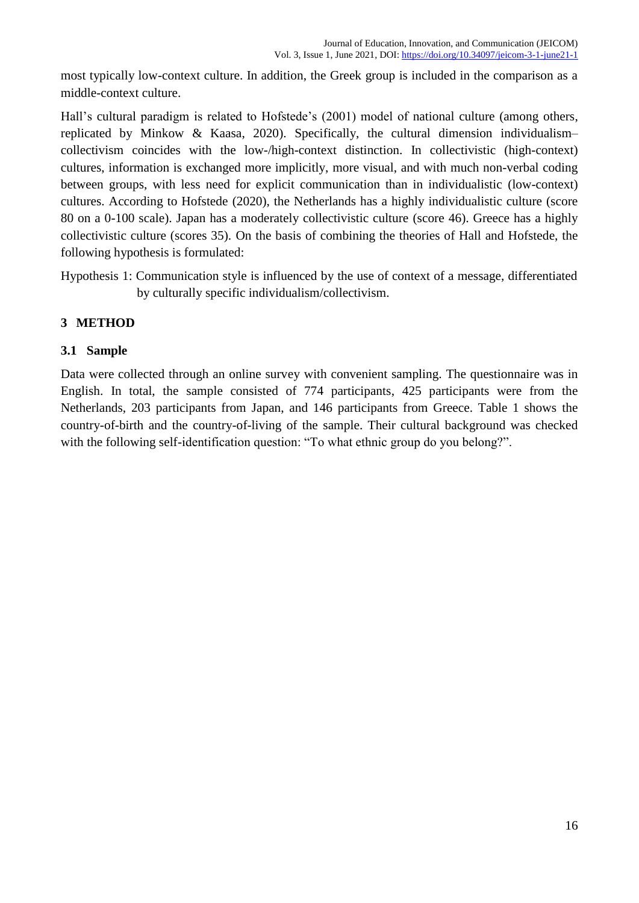most typically low-context culture. In addition, the Greek group is included in the comparison as a middle-context culture.

Hall's cultural paradigm is related to Hofstede's (2001) model of national culture (among others, replicated by Minkow & Kaasa, 2020). Specifically, the cultural dimension individualism–collectivism coincides with the low-/high-context distinction. In collectivistic (high-context) cultures, information is exchanged more implicitly, more visual, and with much non-verbal coding between groups, with less need for explicit communication than in individualistic (low-context) cultures. According to Hofstede (2020), the Netherlands has a highly individualistic culture (score 80 on a 0-100 scale). Japan has a moderately collectivistic culture (score 46). Greece has a highly collectivistic culture (scores 35). On the basis of combining the theories of Hall and Hofstede, the following hypothesis is formulated:

Hypothesis 1: Communication style is influenced by the use of context of a message, differentiated by culturally specific individualism/collectivism.

## 3 METHOD

### 3.1 Sample

Data were collected through an online survey with convenient sampling. The questionnaire was in English. In total, the sample consisted of 774 participants, 425 participants were from the Netherlands, 203 participants from Japan, and 146 participants from Greece. Table 1 shows the country-of-birth and the country-of-living of the sample. Their cultural background was checked with the following self-identification question: "To what ethnic group do you belong?".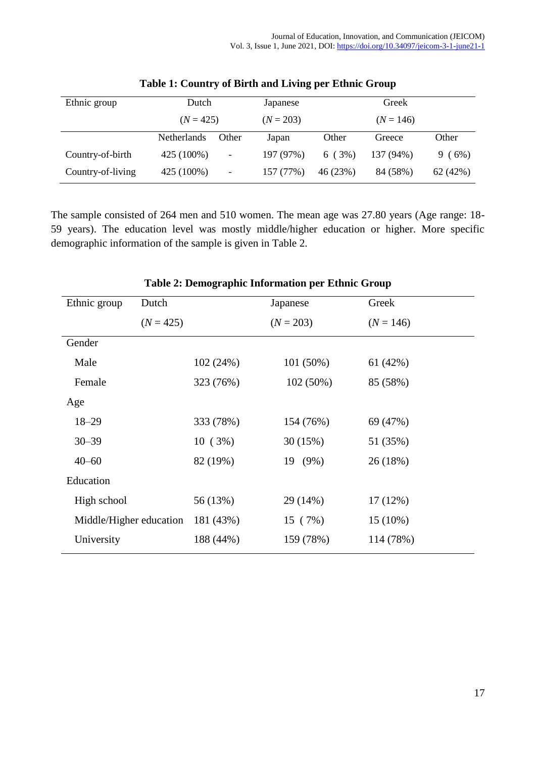**Table 1: Country of Birth and Living per Ethnic Group**

| Ethnic group | Dutch ($N$ = 425) | | Japanese ($N$ = 203) | | Greek ($N$ = 146) | |
|---|---|---|---|---|---|---|
| | Netherlands | Other | Japan | Other | Greece | Other |
| Country-of-birth | 425 (100%) | - | 197 (97%) | 6 ( 3%) | 137 (94%) | 9 ( 6%) |
| Country-of-living | 425 (100%) | - | 157 (77%) | 46 (23%) | 84 (58%) | 62 (42%) |

The sample consisted of 264 men and 510 women. The mean age was 27.80 years (Age range: 18-59 years). The education level was mostly middle/higher education or higher. More specific demographic information of the sample is given in Table 2.

**Table 2: Demographic Information per Ethnic Group**

| Ethnic group | Dutch ($N$ = 425) | Japanese ($N$ = 203) | Greek ($N$ = 146) |
|---|---|---|---|
| Gender | | | |
| Male | 102 (24%) | 101 (50%) | 61 (42%) |
| Female | 323 (76%) | 102 (50%) | 85 (58%) |
| Age | | | |
| 18–29 | 333 (78%) | 154 (76%) | 69 (47%) |
| 30–39 | 10 ( 3%) | 30 (15%) | 51 (35%) |
| 40–60 | 82 (19%) | 19 (9%) | 26 (18%) |
| Education | | | |
| High school | 56 (13%) | 29 (14%) | 17 (12%) |
| Middle/Higher education | 181 (43%) | 15 ( 7%) | 15 (10%) |
| University | 188 (44%) | 159 (78%) | 114 (78%) |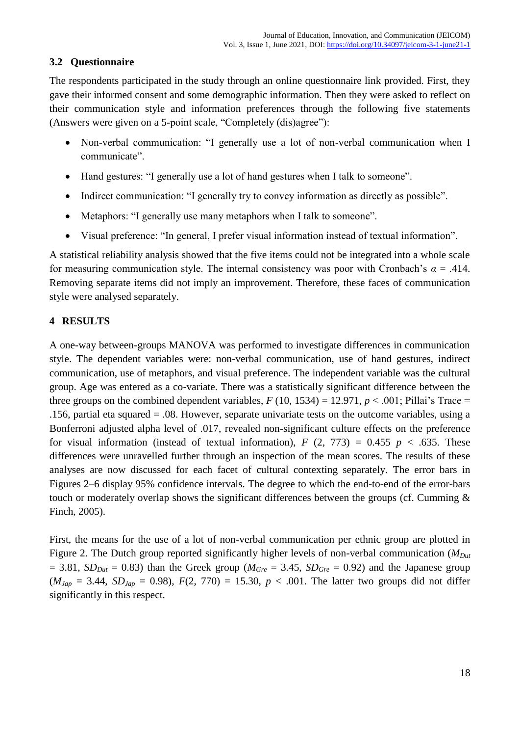### 3.2 Questionnaire

The respondents participated in the study through an online questionnaire link provided. First, they gave their informed consent and some demographic information. Then they were asked to reflect on their communication style and information preferences through the following five statements (Answers were given on a 5-point scale, "Completely (dis)agree"):

- Non-verbal communication: "I generally use a lot of non-verbal communication when I communicate".
- Hand gestures: "I generally use a lot of hand gestures when I talk to someone".
- Indirect communication: "I generally try to convey information as directly as possible".
- Metaphors: "I generally use many metaphors when I talk to someone".
- Visual preference: "In general, I prefer visual information instead of textual information".

A statistical reliability analysis showed that the five items could not be integrated into a whole scale for measuring communication style. The internal consistency was poor with Cronbach's $\alpha$ = .414. Removing separate items did not imply an improvement. Therefore, these faces of communication style were analysed separately.

## 4 RESULTS

A one-way between-groups MANOVA was performed to investigate differences in communication style. The dependent variables were: non-verbal communication, use of hand gestures, indirect communication, use of metaphors, and visual preference. The independent variable was the cultural group. Age was entered as a co-variate. There was a statistically significant difference between the three groups on the combined dependent variables, $F$ (10, 1534) = 12.971, $p$ < .001; Pillai's Trace = .156, partial eta squared = .08. However, separate univariate tests on the outcome variables, using a Bonferroni adjusted alpha level of .017, revealed non-significant culture effects on the preference for visual information (instead of textual information), $F$ (2, 773) = 0.455 $p$ < .635. These differences were unravelled further through an inspection of the mean scores. The results of these analyses are now discussed for each facet of cultural contexting separately. The error bars in Figures 2–6 display 95% confidence intervals. The degree to which the end-to-end of the error-bars touch or moderately overlap shows the significant differences between the groups (cf. Cumming & Finch, 2005).

First, the means for the use of a lot of non-verbal communication per ethnic group are plotted in Figure 2. The Dutch group reported significantly higher levels of non-verbal communication ($M_{Dut}$ = 3.81, $SD_{Dut}$ = 0.83) than the Greek group ($M_{Gre}$ = 3.45, $SD_{Gre}$ = 0.92) and the Japanese group ($M_{Jap}$ = 3.44, $SD_{Jap}$ = 0.98), $F$(2, 770) = 15.30, $p$ < .001. The latter two groups did not differ significantly in this respect.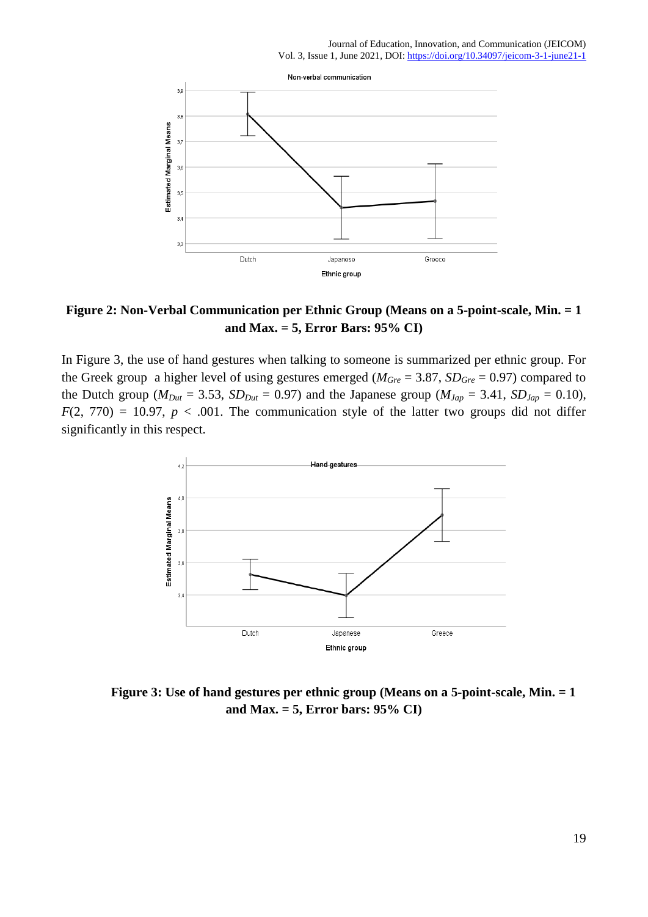**Figure 2: Non-Verbal Communication per Ethnic Group (Means on a 5-point-scale, Min. = 1 and Max. = 5, Error Bars: 95% CI)**

In Figure 3, the use of hand gestures when talking to someone is summarized per ethnic group. For the Greek group a higher level of using gestures emerged ($M_{Gre}$ = 3.87, $SD_{Gre}$ = 0.97) compared to the Dutch group ($M_{Dut}$ = 3.53, $SD_{Dut}$ = 0.97) and the Japanese group ($M_{Jap}$ = 3.41, $SD_{Jap}$ = 0.10), $F(2, 770) = 10.97$, $p < .001$. The communication style of the latter two groups did not differ significantly in this respect.

**Figure 3: Use of hand gestures per ethnic group (Means on a 5-point-scale, Min. = 1 and Max. = 5, Error bars: 95% CI)**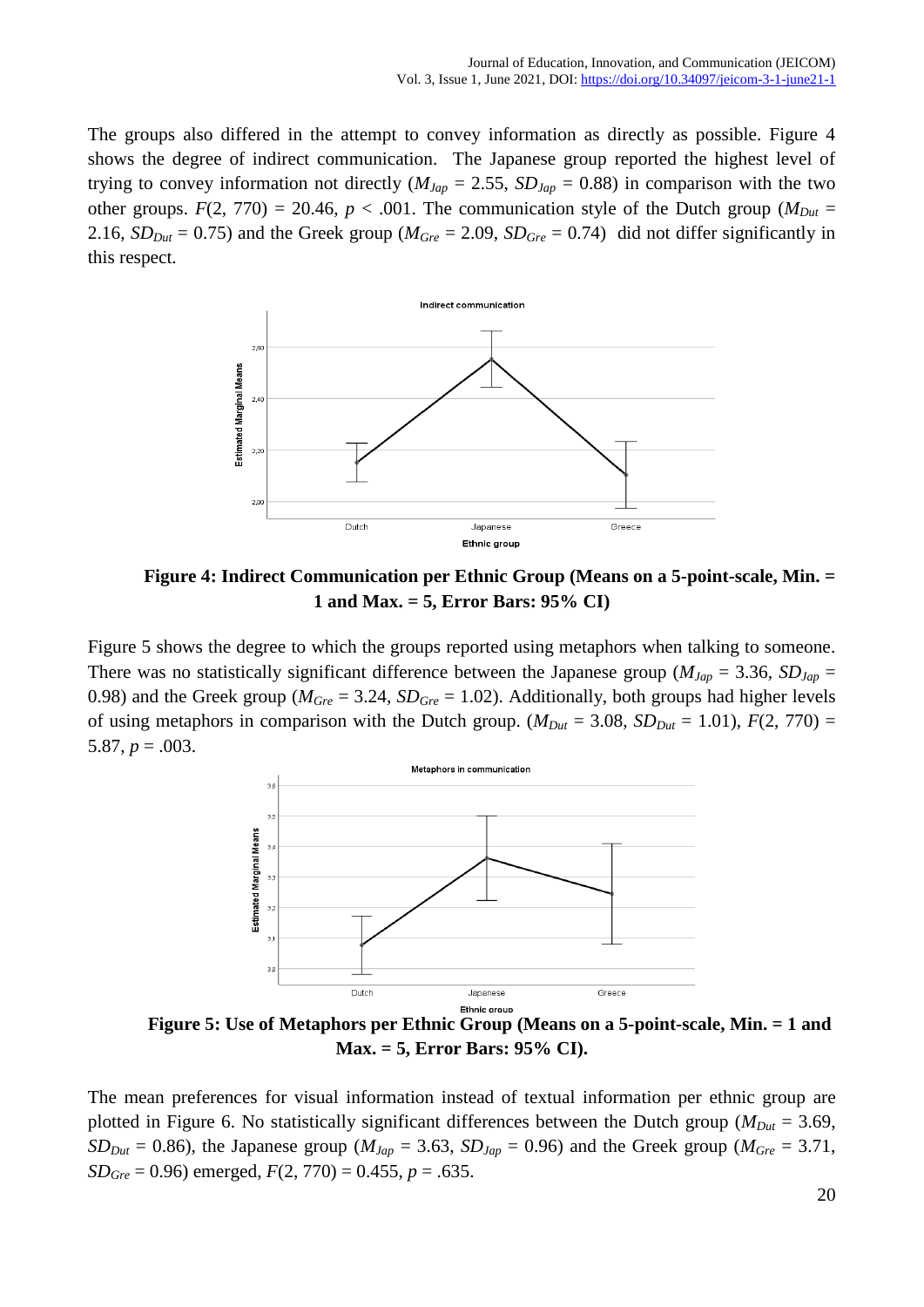The groups also differed in the attempt to convey information as directly as possible. Figure 4 shows the degree of indirect communication. The Japanese group reported the highest level of trying to convey information not directly ($M_{Jap}$ = 2.55, $SD_{Jap}$ = 0.88) in comparison with the two other groups. $F(2, 770)$ = 20.46, $p$ < .001. The communication style of the Dutch group ($M_{Dut}$ = 2.16, $SD_{Dut}$ = 0.75) and the Greek group ($M_{Gre}$ = 2.09, $SD_{Gre}$ = 0.74) did not differ significantly in this respect.

**Figure 4: Indirect Communication per Ethnic Group (Means on a 5-point-scale, Min. = 1 and Max. = 5, Error Bars: 95% CI)**

Figure 5 shows the degree to which the groups reported using metaphors when talking to someone. There was no statistically significant difference between the Japanese group ($M_{Jap}$ = 3.36, $SD_{Jap}$ = 0.98) and the Greek group ($M_{Gre}$ = 3.24, $SD_{Gre}$ = 1.02). Additionally, both groups had higher levels of using metaphors in comparison with the Dutch group. ($M_{Dut}$ = 3.08, $SD_{Dut}$ = 1.01), $F(2, 770)$ = 5.87, $p$ = .003.

**Figure 5: Use of Metaphors per Ethnic Group (Means on a 5-point-scale, Min. = 1 and Max. = 5, Error Bars: 95% CI).**

The mean preferences for visual information instead of textual information per ethnic group are plotted in Figure 6. No statistically significant differences between the Dutch group ($M_{Dut}$ = 3.69, $SD_{Dut}$ = 0.86), the Japanese group ($M_{Jap}$ = 3.63, $SD_{Jap}$ = 0.96) and the Greek group ($M_{Gre}$ = 3.71, $SD_{Gre}$ = 0.96) emerged, $F(2, 770)$ = 0.455, $p$ = .635.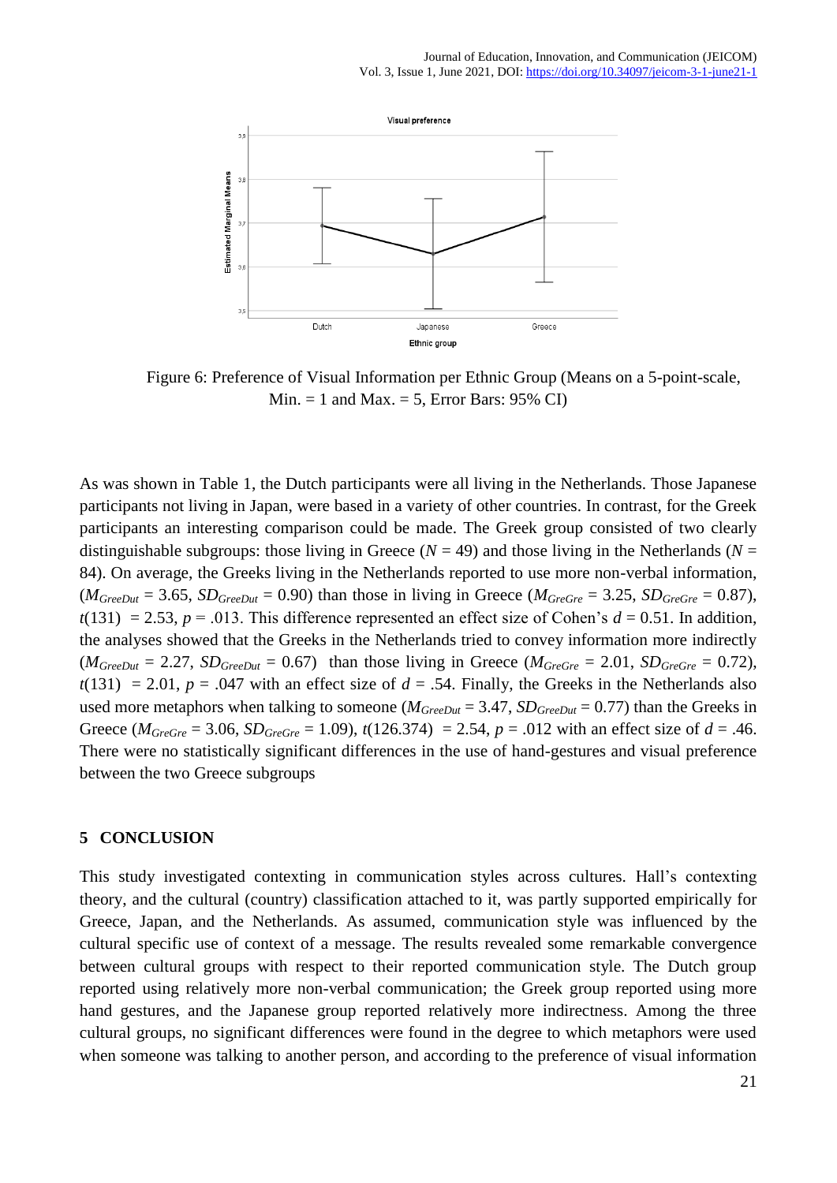Figure 6: Preference of Visual Information per Ethnic Group (Means on a 5-point-scale, Min. = 1 and Max. = 5, Error Bars: 95% CI)

As was shown in Table 1, the Dutch participants were all living in the Netherlands. Those Japanese participants not living in Japan, were based in a variety of other countries. In contrast, for the Greek participants an interesting comparison could be made. The Greek group consisted of two clearly distinguishable subgroups: those living in Greece (*N* = 49) and those living in the Netherlands (*N* = 84). On average, the Greeks living in the Netherlands reported to use more non-verbal information, ($M_{GreeDut}$ = 3.65, $SD_{GreeDut}$ = 0.90) than those in living in Greece ($M_{GreGre}$ = 3.25, $SD_{GreGre}$ = 0.87), $t(131)$ = 2.53, $p$ = .013. This difference represented an effect size of Cohen's $d$ = 0.51. In addition, the analyses showed that the Greeks in the Netherlands tried to convey information more indirectly ($M_{GreeDut}$ = 2.27, $SD_{GreeDut}$ = 0.67) than those living in Greece ($M_{GreGre}$ = 2.01, $SD_{GreGre}$ = 0.72), $t(131)$ = 2.01, $p$ = .047 with an effect size of $d$ = .54. Finally, the Greeks in the Netherlands also used more metaphors when talking to someone ($M_{GreeDut}$ = 3.47, $SD_{GreeDut}$ = 0.77) than the Greeks in Greece ($M_{GreGre}$ = 3.06, $SD_{GreGre}$ = 1.09), $t(126.374)$ = 2.54, $p$ = .012 with an effect size of $d$ = .46. There were no statistically significant differences in the use of hand-gestures and visual preference between the two Greece subgroups

## 5 CONCLUSION

This study investigated contexting in communication styles across cultures. Hall's contexting theory, and the cultural (country) classification attached to it, was partly supported empirically for Greece, Japan, and the Netherlands. As assumed, communication style was influenced by the cultural specific use of context of a message. The results revealed some remarkable convergence between cultural groups with respect to their reported communication style. The Dutch group reported using relatively more non-verbal communication; the Greek group reported using more hand gestures, and the Japanese group reported relatively more indirectness. Among the three cultural groups, no significant differences were found in the degree to which metaphors were used when someone was talking to another person, and according to the preference of visual information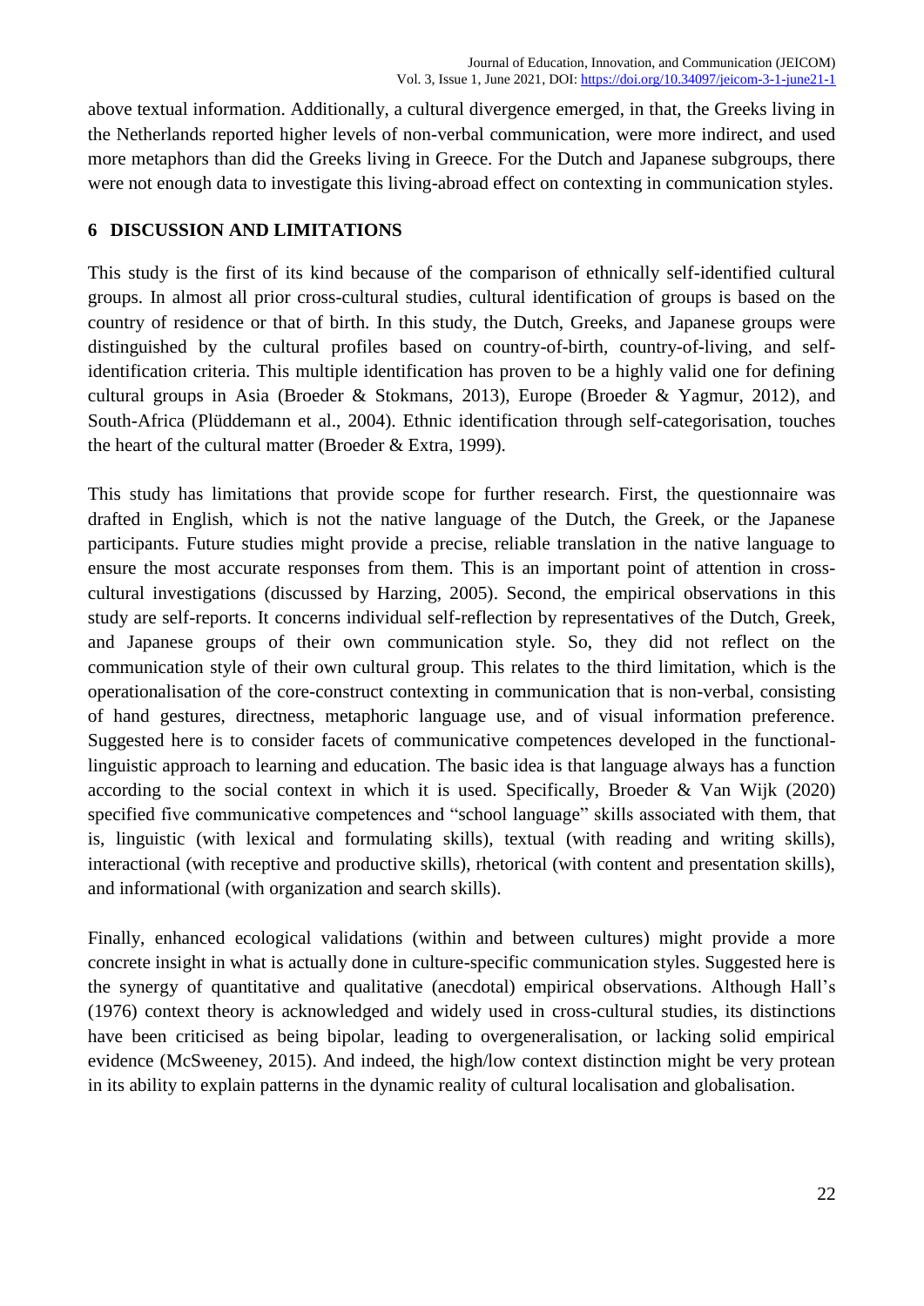above textual information. Additionally, a cultural divergence emerged, in that, the Greeks living in the Netherlands reported higher levels of non-verbal communication, were more indirect, and used more metaphors than did the Greeks living in Greece. For the Dutch and Japanese subgroups, there were not enough data to investigate this living-abroad effect on contexting in communication styles.

## 6 DISCUSSION AND LIMITATIONS

This study is the first of its kind because of the comparison of ethnically self-identified cultural groups. In almost all prior cross-cultural studies, cultural identification of groups is based on the country of residence or that of birth. In this study, the Dutch, Greeks, and Japanese groups were distinguished by the cultural profiles based on country-of-birth, country-of-living, and self-identification criteria. This multiple identification has proven to be a highly valid one for defining cultural groups in Asia (Broeder & Stokmans, 2013), Europe (Broeder & Yagmur, 2012), and South-Africa (Plüddemann et al., 2004). Ethnic identification through self-categorisation, touches the heart of the cultural matter (Broeder & Extra, 1999).

This study has limitations that provide scope for further research. First, the questionnaire was drafted in English, which is not the native language of the Dutch, the Greek, or the Japanese participants. Future studies might provide a precise, reliable translation in the native language to ensure the most accurate responses from them. This is an important point of attention in cross-cultural investigations (discussed by Harzing, 2005). Second, the empirical observations in this study are self-reports. It concerns individual self-reflection by representatives of the Dutch, Greek, and Japanese groups of their own communication style. So, they did not reflect on the communication style of their own cultural group. This relates to the third limitation, which is the operationalisation of the core-construct contexting in communication that is non-verbal, consisting of hand gestures, directness, metaphoric language use, and of visual information preference. Suggested here is to consider facets of communicative competences developed in the functional-linguistic approach to learning and education. The basic idea is that language always has a function according to the social context in which it is used. Specifically, Broeder & Van Wijk (2020) specified five communicative competences and "school language" skills associated with them, that is, linguistic (with lexical and formulating skills), textual (with reading and writing skills), interactional (with receptive and productive skills), rhetorical (with content and presentation skills), and informational (with organization and search skills).

Finally, enhanced ecological validations (within and between cultures) might provide a more concrete insight in what is actually done in culture-specific communication styles. Suggested here is the synergy of quantitative and qualitative (anecdotal) empirical observations. Although Hall's (1976) context theory is acknowledged and widely used in cross-cultural studies, its distinctions have been criticised as being bipolar, leading to overgeneralisation, or lacking solid empirical evidence (McSweeney, 2015). And indeed, the high/low context distinction might be very protean in its ability to explain patterns in the dynamic reality of cultural localisation and globalisation.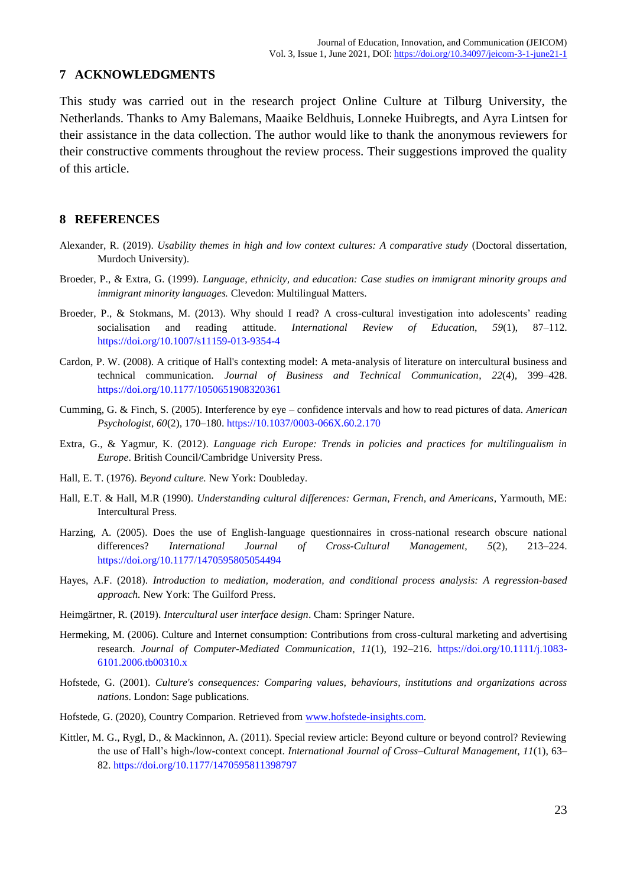## 7 ACKNOWLEDGMENTS

This study was carried out in the research project Online Culture at Tilburg University, the Netherlands. Thanks to Amy Balemans, Maaike Beldhuis, Lonneke Huibregts, and Ayra Lintsen for their assistance in the data collection. The author would like to thank the anonymous reviewers for their constructive comments throughout the review process. Their suggestions improved the quality of this article.

## 8 REFERENCES

Alexander, R. (2019). *Usability themes in high and low context cultures: A comparative study* (Doctoral dissertation, Murdoch University).

Broeder, P., & Extra, G. (1999). *Language, ethnicity, and education: Case studies on immigrant minority groups and immigrant minority languages.* Clevedon: Multilingual Matters.

Broeder, P., & Stokmans, M. (2013). Why should I read? A cross-cultural investigation into adolescents' reading socialisation and reading attitude. *International Review of Education*, *59*(1), 87–112. https://doi.org/10.1007/s11159-013-9354-4

Cardon, P. W. (2008). A critique of Hall's contexting model: A meta-analysis of literature on intercultural business and technical communication. *Journal of Business and Technical Communication*, *22*(4), 399–428. https://doi.org/10.1177/1050651908320361

Cumming, G. & Finch, S. (2005). Interference by eye – confidence intervals and how to read pictures of data. *American Psychologist, 60*(2), 170–180. https://10.1037/0003-066X.60.2.170

Extra, G., & Yagmur, K. (2012). *Language rich Europe: Trends in policies and practices for multilingualism in Europe*. British Council/Cambridge University Press.

Hall, E. T. (1976). *Beyond culture.* New York: Doubleday.

Hall, E.T. & Hall, M.R (1990). *Understanding cultural differences: German, French, and Americans*, Yarmouth, ME: Intercultural Press.

Harzing, A. (2005). Does the use of English-language questionnaires in cross-national research obscure national differences? *International Journal of Cross-Cultural Management*, *5*(2), 213–224. https://doi.org/10.1177/1470595805054494

Hayes, A.F. (2018). *Introduction to mediation, moderation, and conditional process analysis: A regression-based approach.* New York: The Guilford Press.

Heimgärtner, R. (2019). *Intercultural user interface design*. Cham: Springer Nature.

Hermeking, M. (2006). Culture and Internet consumption: Contributions from cross-cultural marketing and advertising research. *Journal of Computer-Mediated Communication*, *11*(1), 192–216. https://doi.org/10.1111/j.1083-6101.2006.tb00310.x

Hofstede, G. (2001). *Culture's consequences: Comparing values, behaviours, institutions and organizations across nations*. London: Sage publications.

Hofstede, G. (2020), Country Comparion. Retrieved from www.hofstede-insights.com.

Kittler, M. G., Rygl, D., & Mackinnon, A. (2011). Special review article: Beyond culture or beyond control? Reviewing the use of Hall's high-/low-context concept. *International Journal of Cross–Cultural Management*, *11*(1), 63–82. https://doi.org/10.1177/1470595811398797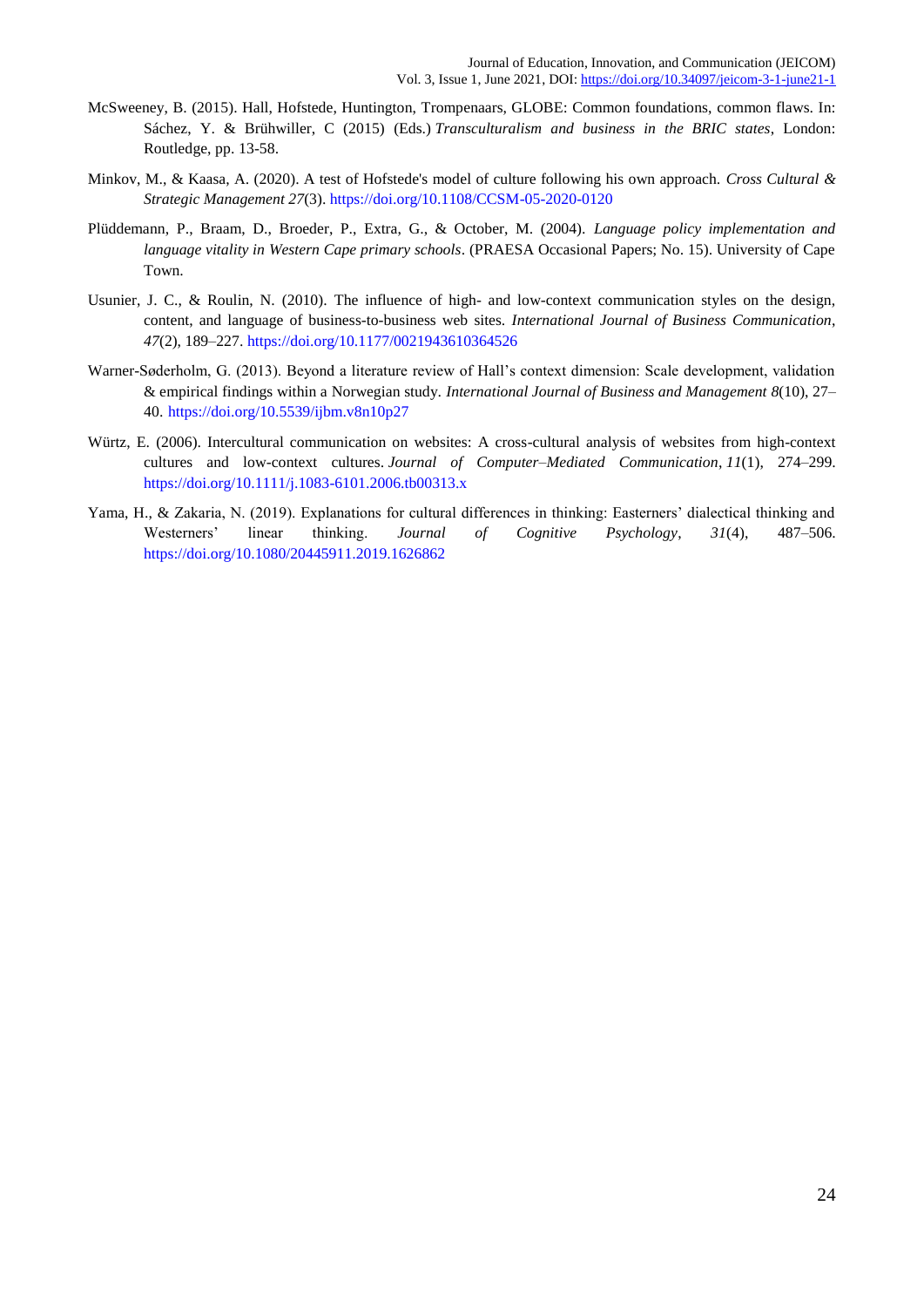McSweeney, B. (2015). Hall, Hofstede, Huntington, Trompenaars, GLOBE: Common foundations, common flaws. In: Sáchez, Y. & Brühwiller, C (2015) (Eds.) *Transculturalism and business in the BRIC states*, London: Routledge, pp. 13-58.

Minkov, M., & Kaasa, A. (2020). A test of Hofstede's model of culture following his own approach. *Cross Cultural & Strategic Management 27*(3). https://doi.org/10.1108/CCSM-05-2020-0120

Plüddemann, P., Braam, D., Broeder, P., Extra, G., & October, M. (2004). *Language policy implementation and language vitality in Western Cape primary schools*. (PRAESA Occasional Papers; No. 15). University of Cape Town.

Usunier, J. C., & Roulin, N. (2010). The influence of high- and low-context communication styles on the design, content, and language of business-to-business web sites. *International Journal of Business Communication*, *47*(2), 189–227. https://doi.org/10.1177/0021943610364526

Warner-Søderholm, G. (2013). Beyond a literature review of Hall's context dimension: Scale development, validation & empirical findings within a Norwegian study. *International Journal of Business and Management 8*(10), 27–40. https://doi.org/10.5539/ijbm.v8n10p27

Würtz, E. (2006). Intercultural communication on websites: A cross-cultural analysis of websites from high-context cultures and low-context cultures. *Journal of Computer–Mediated Communication*, *11*(1), 274–299. https://doi.org/10.1111/j.1083-6101.2006.tb00313.x

Yama, H., & Zakaria, N. (2019). Explanations for cultural differences in thinking: Easterners' dialectical thinking and Westerners' linear thinking. *Journal of Cognitive Psychology*, *31*(4), 487–506. https://doi.org/10.1080/20445911.2019.1626862